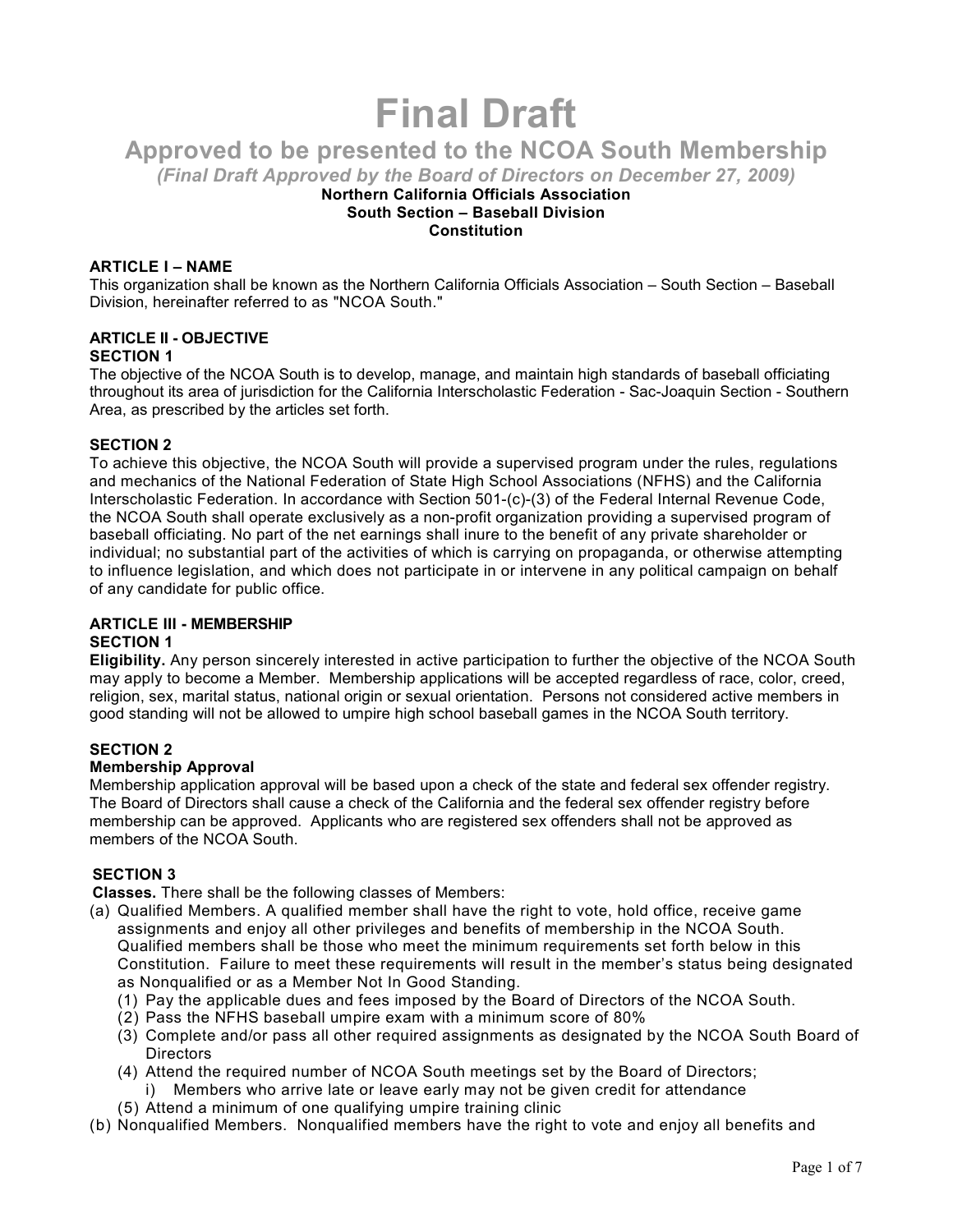# Final Draft

## Approved to be presented to the NCOA South Membership

*(Final Draft Approved by the Board of Directors on December 27, 2009)*

**Northern California Officials Association**
**South Section – Baseball Division**
**Constitution**

### ARTICLE I – NAME

This organization shall be known as the Northern California Officials Association – South Section – Baseball Division, hereinafter referred to as "NCOA South."

### ARTICLE II - OBJECTIVE

**SECTION 1**

The objective of the NCOA South is to develop, manage, and maintain high standards of baseball officiating throughout its area of jurisdiction for the California Interscholastic Federation - Sac-Joaquin Section - Southern Area, as prescribed by the articles set forth.

**SECTION 2**

To achieve this objective, the NCOA South will provide a supervised program under the rules, regulations and mechanics of the National Federation of State High School Associations (NFHS) and the California Interscholastic Federation. In accordance with Section 501-(c)-(3) of the Federal Internal Revenue Code, the NCOA South shall operate exclusively as a non-profit organization providing a supervised program of baseball officiating. No part of the net earnings shall inure to the benefit of any private shareholder or individual; no substantial part of the activities of which is carrying on propaganda, or otherwise attempting to influence legislation, and which does not participate in or intervene in any political campaign on behalf of any candidate for public office.

### ARTICLE III - MEMBERSHIP

**SECTION 1**

**Eligibility.** Any person sincerely interested in active participation to further the objective of the NCOA South may apply to become a Member. Membership applications will be accepted regardless of race, color, creed, religion, sex, marital status, national origin or sexual orientation. Persons not considered active members in good standing will not be allowed to umpire high school baseball games in the NCOA South territory.

**SECTION 2**

**Membership Approval**

Membership application approval will be based upon a check of the state and federal sex offender registry. The Board of Directors shall cause a check of the California and the federal sex offender registry before membership can be approved. Applicants who are registered sex offenders shall not be approved as members of the NCOA South.

**SECTION 3**

**Classes.** There shall be the following classes of Members:

(a) Qualified Members. A qualified member shall have the right to vote, hold office, receive game assignments and enjoy all other privileges and benefits of membership in the NCOA South. Qualified members shall be those who meet the minimum requirements set forth below in this Constitution. Failure to meet these requirements will result in the member's status being designated as Nonqualified or as a Member Not In Good Standing.
   - (1) Pay the applicable dues and fees imposed by the Board of Directors of the NCOA South.
   - (2) Pass the NFHS baseball umpire exam with a minimum score of 80%
   - (3) Complete and/or pass all other required assignments as designated by the NCOA South Board of Directors
   - (4) Attend the required number of NCOA South meetings set by the Board of Directors;
     - i) Members who arrive late or leave early may not be given credit for attendance
   - (5) Attend a minimum of one qualifying umpire training clinic

(b) Nonqualified Members. Nonqualified members have the right to vote and enjoy all benefits and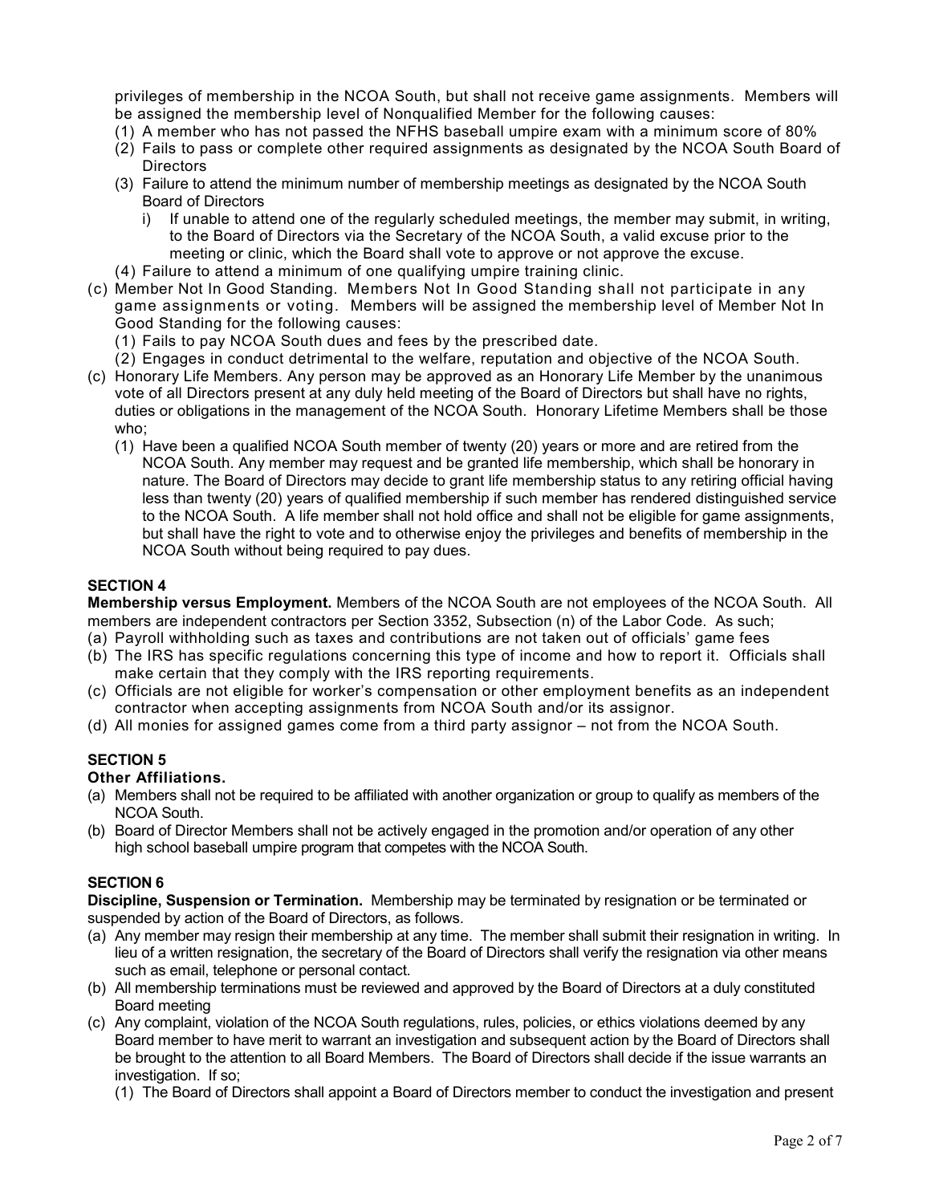privileges of membership in the NCOA South, but shall not receive game assignments. Members will be assigned the membership level of Nonqualified Member for the following causes:

(1) A member who has not passed the NFHS baseball umpire exam with a minimum score of 80%
(2) Fails to pass or complete other required assignments as designated by the NCOA South Board of Directors
(3) Failure to attend the minimum number of membership meetings as designated by the NCOA South Board of Directors
   i) If unable to attend one of the regularly scheduled meetings, the member may submit, in writing, to the Board of Directors via the Secretary of the NCOA South, a valid excuse prior to the meeting or clinic, which the Board shall vote to approve or not approve the excuse.
(4) Failure to attend a minimum of one qualifying umpire training clinic.

(c) Member Not In Good Standing. Members Not In Good Standing shall not participate in any game assignments or voting. Members will be assigned the membership level of Member Not In Good Standing for the following causes:
   (1) Fails to pay NCOA South dues and fees by the prescribed date.
   (2) Engages in conduct detrimental to the welfare, reputation and objective of the NCOA South.

(c) Honorary Life Members. Any person may be approved as an Honorary Life Member by the unanimous vote of all Directors present at any duly held meeting of the Board of Directors but shall have no rights, duties or obligations in the management of the NCOA South. Honorary Lifetime Members shall be those who;
   (1) Have been a qualified NCOA South member of twenty (20) years or more and are retired from the NCOA South. Any member may request and be granted life membership, which shall be honorary in nature. The Board of Directors may decide to grant life membership status to any retiring official having less than twenty (20) years of qualified membership if such member has rendered distinguished service to the NCOA South. A life member shall not hold office and shall not be eligible for game assignments, but shall have the right to vote and to otherwise enjoy the privileges and benefits of membership in the NCOA South without being required to pay dues.

**SECTION 4**

**Membership versus Employment.** Members of the NCOA South are not employees of the NCOA South. All members are independent contractors per Section 3352, Subsection (n) of the Labor Code. As such;

(a) Payroll withholding such as taxes and contributions are not taken out of officials' game fees
(b) The IRS has specific regulations concerning this type of income and how to report it. Officials shall make certain that they comply with the IRS reporting requirements.
(c) Officials are not eligible for worker's compensation or other employment benefits as an independent contractor when accepting assignments from NCOA South and/or its assignor.
(d) All monies for assigned games come from a third party assignor – not from the NCOA South.

**SECTION 5**

**Other Affiliations.**

(a) Members shall not be required to be affiliated with another organization or group to qualify as members of the NCOA South.
(b) Board of Director Members shall not be actively engaged in the promotion and/or operation of any other high school baseball umpire program that competes with the NCOA South.

**SECTION 6**

**Discipline, Suspension or Termination.** Membership may be terminated by resignation or be terminated or suspended by action of the Board of Directors, as follows.

(a) Any member may resign their membership at any time. The member shall submit their resignation in writing. In lieu of a written resignation, the secretary of the Board of Directors shall verify the resignation via other means such as email, telephone or personal contact.
(b) All membership terminations must be reviewed and approved by the Board of Directors at a duly constituted Board meeting
(c) Any complaint, violation of the NCOA South regulations, rules, policies, or ethics violations deemed by any Board member to have merit to warrant an investigation and subsequent action by the Board of Directors shall be brought to the attention to all Board Members. The Board of Directors shall decide if the issue warrants an investigation. If so;
   (1) The Board of Directors shall appoint a Board of Directors member to conduct the investigation and present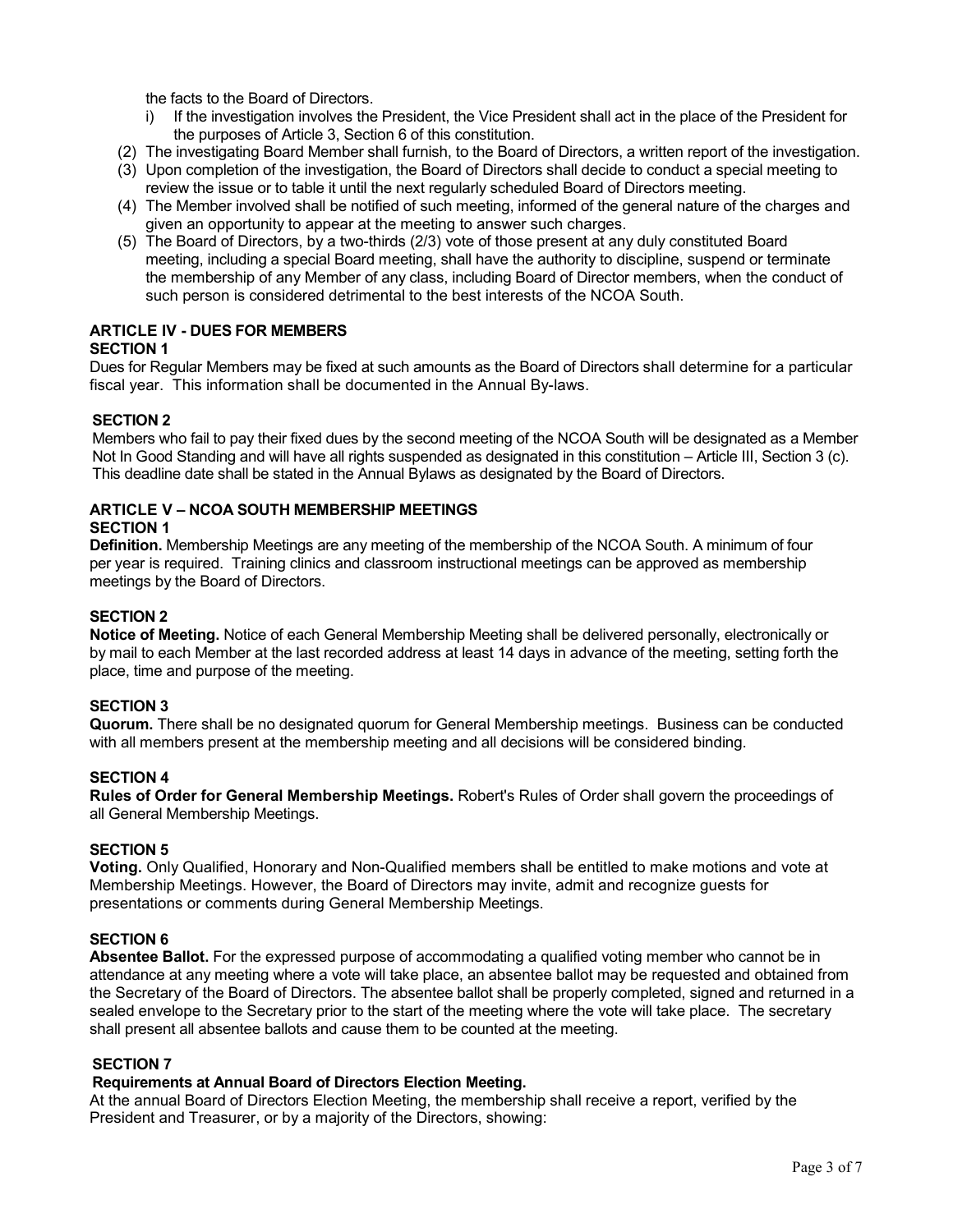the facts to the Board of Directors.

i) If the investigation involves the President, the Vice President shall act in the place of the President for the purposes of Article 3, Section 6 of this constitution.

(2) The investigating Board Member shall furnish, to the Board of Directors, a written report of the investigation.

(3) Upon completion of the investigation, the Board of Directors shall decide to conduct a special meeting to review the issue or to table it until the next regularly scheduled Board of Directors meeting.

(4) The Member involved shall be notified of such meeting, informed of the general nature of the charges and given an opportunity to appear at the meeting to answer such charges.

(5) The Board of Directors, by a two-thirds (2/3) vote of those present at any duly constituted Board meeting, including a special Board meeting, shall have the authority to discipline, suspend or terminate the membership of any Member of any class, including Board of Director members, when the conduct of such person is considered detrimental to the best interests of the NCOA South.

## ARTICLE IV - DUES FOR MEMBERS

### SECTION 1

Dues for Regular Members may be fixed at such amounts as the Board of Directors shall determine for a particular fiscal year. This information shall be documented in the Annual By-laws.

### SECTION 2

Members who fail to pay their fixed dues by the second meeting of the NCOA South will be designated as a Member Not In Good Standing and will have all rights suspended as designated in this constitution – Article III, Section 3 (c). This deadline date shall be stated in the Annual Bylaws as designated by the Board of Directors.

## ARTICLE V – NCOA SOUTH MEMBERSHIP MEETINGS

### SECTION 1

**Definition.** Membership Meetings are any meeting of the membership of the NCOA South. A minimum of four per year is required. Training clinics and classroom instructional meetings can be approved as membership meetings by the Board of Directors.

### SECTION 2

**Notice of Meeting.** Notice of each General Membership Meeting shall be delivered personally, electronically or by mail to each Member at the last recorded address at least 14 days in advance of the meeting, setting forth the place, time and purpose of the meeting.

### SECTION 3

**Quorum.** There shall be no designated quorum for General Membership meetings. Business can be conducted with all members present at the membership meeting and all decisions will be considered binding.

### SECTION 4

**Rules of Order for General Membership Meetings.** Robert's Rules of Order shall govern the proceedings of all General Membership Meetings.

### SECTION 5

**Voting.** Only Qualified, Honorary and Non-Qualified members shall be entitled to make motions and vote at Membership Meetings. However, the Board of Directors may invite, admit and recognize guests for presentations or comments during General Membership Meetings.

### SECTION 6

**Absentee Ballot.** For the expressed purpose of accommodating a qualified voting member who cannot be in attendance at any meeting where a vote will take place, an absentee ballot may be requested and obtained from the Secretary of the Board of Directors. The absentee ballot shall be properly completed, signed and returned in a sealed envelope to the Secretary prior to the start of the meeting where the vote will take place. The secretary shall present all absentee ballots and cause them to be counted at the meeting.

### SECTION 7

**Requirements at Annual Board of Directors Election Meeting.**

At the annual Board of Directors Election Meeting, the membership shall receive a report, verified by the President and Treasurer, or by a majority of the Directors, showing: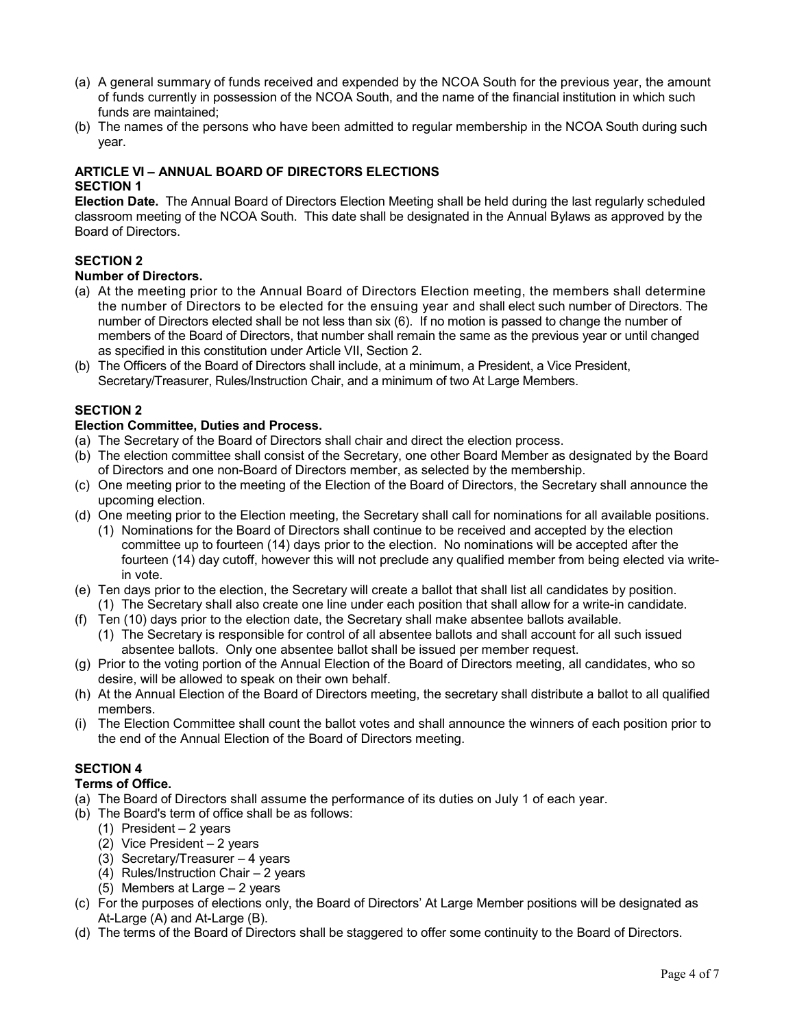(a) A general summary of funds received and expended by the NCOA South for the previous year, the amount of funds currently in possession of the NCOA South, and the name of the financial institution in which such funds are maintained;
(b) The names of the persons who have been admitted to regular membership in the NCOA South during such year.

## ARTICLE VI – ANNUAL BOARD OF DIRECTORS ELECTIONS

### SECTION 1

**Election Date.** The Annual Board of Directors Election Meeting shall be held during the last regularly scheduled classroom meeting of the NCOA South. This date shall be designated in the Annual Bylaws as approved by the Board of Directors.

### SECTION 2

**Number of Directors.**

(a) At the meeting prior to the Annual Board of Directors Election meeting, the members shall determine the number of Directors to be elected for the ensuing year and shall elect such number of Directors. The number of Directors elected shall be not less than six (6). If no motion is passed to change the number of members of the Board of Directors, that number shall remain the same as the previous year or until changed as specified in this constitution under Article VII, Section 2.
(b) The Officers of the Board of Directors shall include, at a minimum, a President, a Vice President, Secretary/Treasurer, Rules/Instruction Chair, and a minimum of two At Large Members.

### SECTION 2

**Election Committee, Duties and Process.**

(a) The Secretary of the Board of Directors shall chair and direct the election process.
(b) The election committee shall consist of the Secretary, one other Board Member as designated by the Board of Directors and one non-Board of Directors member, as selected by the membership.
(c) One meeting prior to the meeting of the Election of the Board of Directors, the Secretary shall announce the upcoming election.
(d) One meeting prior to the Election meeting, the Secretary shall call for nominations for all available positions.
    (1) Nominations for the Board of Directors shall continue to be received and accepted by the election committee up to fourteen (14) days prior to the election. No nominations will be accepted after the fourteen (14) day cutoff, however this will not preclude any qualified member from being elected via write-in vote.
(e) Ten days prior to the election, the Secretary will create a ballot that shall list all candidates by position.
    (1) The Secretary shall also create one line under each position that shall allow for a write-in candidate.
(f) Ten (10) days prior to the election date, the Secretary shall make absentee ballots available.
    (1) The Secretary is responsible for control of all absentee ballots and shall account for all such issued absentee ballots. Only one absentee ballot shall be issued per member request.
(g) Prior to the voting portion of the Annual Election of the Board of Directors meeting, all candidates, who so desire, will be allowed to speak on their own behalf.
(h) At the Annual Election of the Board of Directors meeting, the secretary shall distribute a ballot to all qualified members.
(i) The Election Committee shall count the ballot votes and shall announce the winners of each position prior to the end of the Annual Election of the Board of Directors meeting.

### SECTION 4

**Terms of Office.**

(a) The Board of Directors shall assume the performance of its duties on July 1 of each year.
(b) The Board's term of office shall be as follows:
    (1) President – 2 years
    (2) Vice President – 2 years
    (3) Secretary/Treasurer – 4 years
    (4) Rules/Instruction Chair – 2 years
    (5) Members at Large – 2 years
(c) For the purposes of elections only, the Board of Directors' At Large Member positions will be designated as At-Large (A) and At-Large (B).
(d) The terms of the Board of Directors shall be staggered to offer some continuity to the Board of Directors.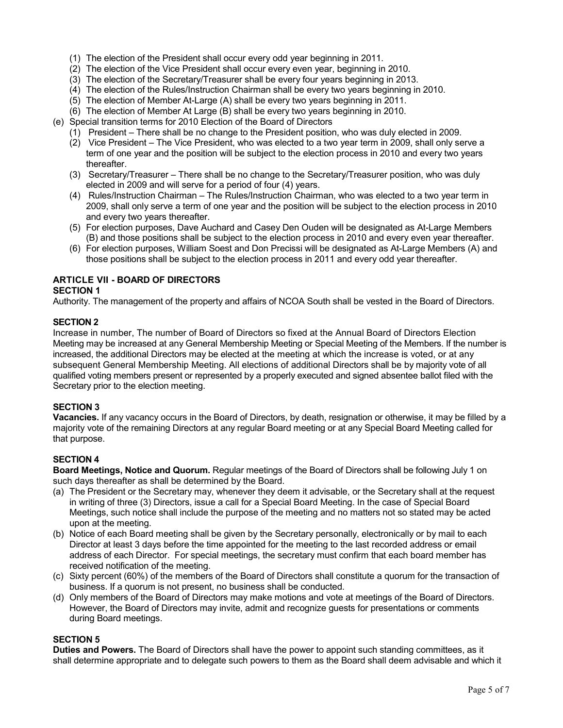(1) The election of the President shall occur every odd year beginning in 2011.
(2) The election of the Vice President shall occur every even year, beginning in 2010.
(3) The election of the Secretary/Treasurer shall be every four years beginning in 2013.
(4) The election of the Rules/Instruction Chairman shall be every two years beginning in 2010.
(5) The election of Member At-Large (A) shall be every two years beginning in 2011.
(6) The election of Member At Large (B) shall be every two years beginning in 2010.

(e) Special transition terms for 2010 Election of the Board of Directors
(1) President – There shall be no change to the President position, who was duly elected in 2009.
(2) Vice President – The Vice President, who was elected to a two year term in 2009, shall only serve a term of one year and the position will be subject to the election process in 2010 and every two years thereafter.
(3) Secretary/Treasurer – There shall be no change to the Secretary/Treasurer position, who was duly elected in 2009 and will serve for a period of four (4) years.
(4) Rules/Instruction Chairman – The Rules/Instruction Chairman, who was elected to a two year term in 2009, shall only serve a term of one year and the position will be subject to the election process in 2010 and every two years thereafter.
(5) For election purposes, Dave Auchard and Casey Den Ouden will be designated as At-Large Members (B) and those positions shall be subject to the election process in 2010 and every even year thereafter.
(6) For election purposes, William Soest and Don Precissi will be designated as At-Large Members (A) and those positions shall be subject to the election process in 2011 and every odd year thereafter.

## ARTICLE VII - BOARD OF DIRECTORS

### SECTION 1

Authority. The management of the property and affairs of NCOA South shall be vested in the Board of Directors.

### SECTION 2

Increase in number, The number of Board of Directors so fixed at the Annual Board of Directors Election Meeting may be increased at any General Membership Meeting or Special Meeting of the Members. If the number is increased, the additional Directors may be elected at the meeting at which the increase is voted, or at any subsequent General Membership Meeting. All elections of additional Directors shall be by majority vote of all qualified voting members present or represented by a properly executed and signed absentee ballot filed with the Secretary prior to the election meeting.

### SECTION 3

**Vacancies.** If any vacancy occurs in the Board of Directors, by death, resignation or otherwise, it may be filled by a majority vote of the remaining Directors at any regular Board meeting or at any Special Board Meeting called for that purpose.

### SECTION 4

**Board Meetings, Notice and Quorum.** Regular meetings of the Board of Directors shall be following July 1 on such days thereafter as shall be determined by the Board.

(a) The President or the Secretary may, whenever they deem it advisable, or the Secretary shall at the request in writing of three (3) Directors, issue a call for a Special Board Meeting. In the case of Special Board Meetings, such notice shall include the purpose of the meeting and no matters not so stated may be acted upon at the meeting.
(b) Notice of each Board meeting shall be given by the Secretary personally, electronically or by mail to each Director at least 3 days before the time appointed for the meeting to the last recorded address or email address of each Director. For special meetings, the secretary must confirm that each board member has received notification of the meeting.
(c) Sixty percent (60%) of the members of the Board of Directors shall constitute a quorum for the transaction of business. If a quorum is not present, no business shall be conducted.
(d) Only members of the Board of Directors may make motions and vote at meetings of the Board of Directors. However, the Board of Directors may invite, admit and recognize guests for presentations or comments during Board meetings.

### SECTION 5

**Duties and Powers.** The Board of Directors shall have the power to appoint such standing committees, as it shall determine appropriate and to delegate such powers to them as the Board shall deem advisable and which it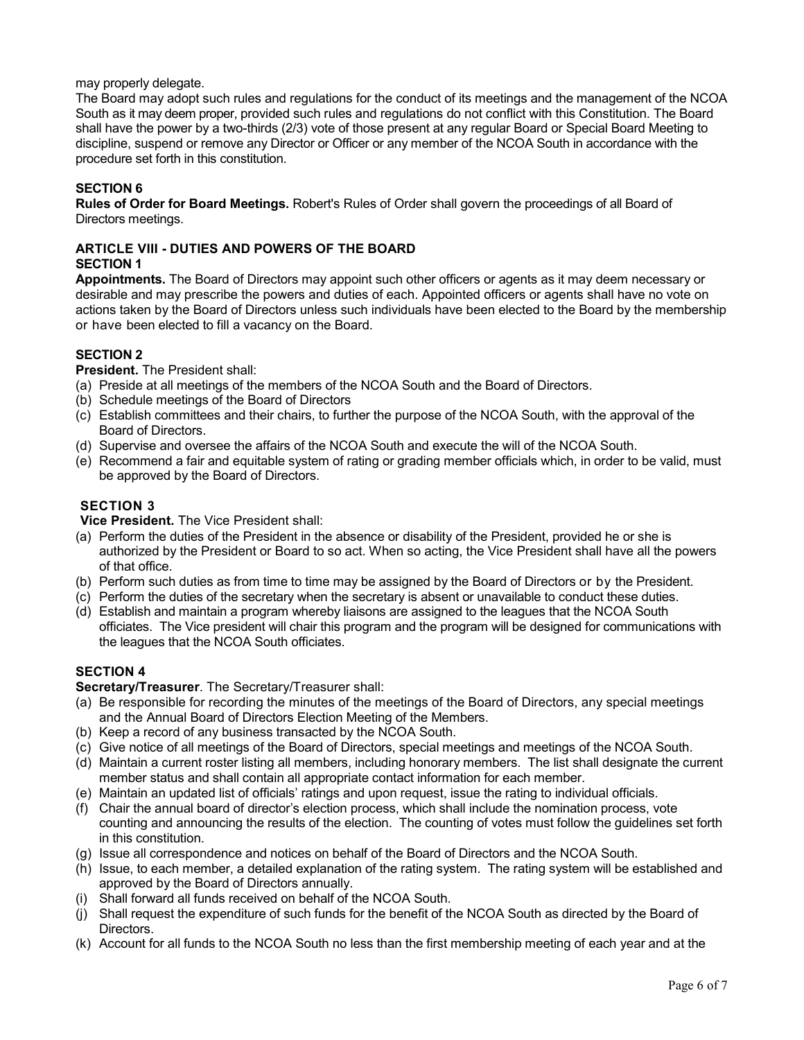may properly delegate.

The Board may adopt such rules and regulations for the conduct of its meetings and the management of the NCOA South as it may deem proper, provided such rules and regulations do not conflict with this Constitution. The Board shall have the power by a two-thirds (2/3) vote of those present at any regular Board or Special Board Meeting to discipline, suspend or remove any Director or Officer or any member of the NCOA South in accordance with the procedure set forth in this constitution.

### SECTION 6

**Rules of Order for Board Meetings.** Robert's Rules of Order shall govern the proceedings of all Board of Directors meetings.

## ARTICLE VIII - DUTIES AND POWERS OF THE BOARD

### SECTION 1

**Appointments.** The Board of Directors may appoint such other officers or agents as it may deem necessary or desirable and may prescribe the powers and duties of each. Appointed officers or agents shall have no vote on actions taken by the Board of Directors unless such individuals have been elected to the Board by the membership or have been elected to fill a vacancy on the Board.

### SECTION 2

**President.** The President shall:

(a) Preside at all meetings of the members of the NCOA South and the Board of Directors.
(b) Schedule meetings of the Board of Directors
(c) Establish committees and their chairs, to further the purpose of the NCOA South, with the approval of the Board of Directors.
(d) Supervise and oversee the affairs of the NCOA South and execute the will of the NCOA South.
(e) Recommend a fair and equitable system of rating or grading member officials which, in order to be valid, must be approved by the Board of Directors.

### SECTION 3

**Vice President.** The Vice President shall:

(a) Perform the duties of the President in the absence or disability of the President, provided he or she is authorized by the President or Board to so act. When so acting, the Vice President shall have all the powers of that office.
(b) Perform such duties as from time to time may be assigned by the Board of Directors or by the President.
(c) Perform the duties of the secretary when the secretary is absent or unavailable to conduct these duties.
(d) Establish and maintain a program whereby liaisons are assigned to the leagues that the NCOA South officiates. The Vice president will chair this program and the program will be designed for communications with the leagues that the NCOA South officiates.

### SECTION 4

**Secretary/Treasurer**. The Secretary/Treasurer shall:

(a) Be responsible for recording the minutes of the meetings of the Board of Directors, any special meetings and the Annual Board of Directors Election Meeting of the Members.
(b) Keep a record of any business transacted by the NCOA South.
(c) Give notice of all meetings of the Board of Directors, special meetings and meetings of the NCOA South.
(d) Maintain a current roster listing all members, including honorary members. The list shall designate the current member status and shall contain all appropriate contact information for each member.
(e) Maintain an updated list of officials' ratings and upon request, issue the rating to individual officials.
(f) Chair the annual board of director's election process, which shall include the nomination process, vote counting and announcing the results of the election. The counting of votes must follow the guidelines set forth in this constitution.
(g) Issue all correspondence and notices on behalf of the Board of Directors and the NCOA South.
(h) Issue, to each member, a detailed explanation of the rating system. The rating system will be established and approved by the Board of Directors annually.
(i) Shall forward all funds received on behalf of the NCOA South.
(j) Shall request the expenditure of such funds for the benefit of the NCOA South as directed by the Board of Directors.
(k) Account for all funds to the NCOA South no less than the first membership meeting of each year and at the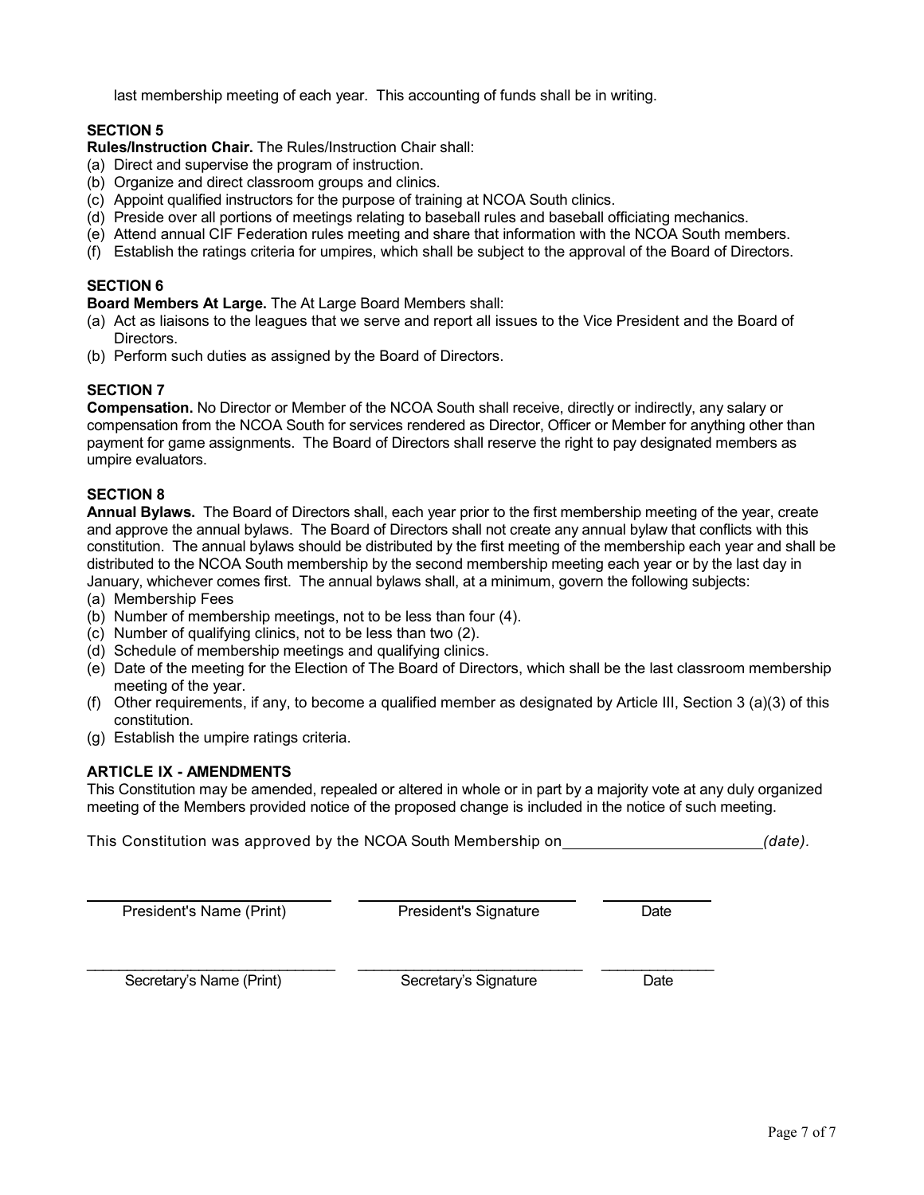last membership meeting of each year. This accounting of funds shall be in writing.

**SECTION 5**

**Rules/Instruction Chair.** The Rules/Instruction Chair shall:

(a) Direct and supervise the program of instruction.
(b) Organize and direct classroom groups and clinics.
(c) Appoint qualified instructors for the purpose of training at NCOA South clinics.
(d) Preside over all portions of meetings relating to baseball rules and baseball officiating mechanics.
(e) Attend annual CIF Federation rules meeting and share that information with the NCOA South members.
(f) Establish the ratings criteria for umpires, which shall be subject to the approval of the Board of Directors.

**SECTION 6**

**Board Members At Large.** The At Large Board Members shall:

(a) Act as liaisons to the leagues that we serve and report all issues to the Vice President and the Board of Directors.
(b) Perform such duties as assigned by the Board of Directors.

**SECTION 7**

**Compensation.** No Director or Member of the NCOA South shall receive, directly or indirectly, any salary or compensation from the NCOA South for services rendered as Director, Officer or Member for anything other than payment for game assignments. The Board of Directors shall reserve the right to pay designated members as umpire evaluators.

**SECTION 8**

**Annual Bylaws.** The Board of Directors shall, each year prior to the first membership meeting of the year, create and approve the annual bylaws. The Board of Directors shall not create any annual bylaw that conflicts with this constitution. The annual bylaws should be distributed by the first meeting of the membership each year and shall be distributed to the NCOA South membership by the second membership meeting each year or by the last day in January, whichever comes first. The annual bylaws shall, at a minimum, govern the following subjects:

(a) Membership Fees
(b) Number of membership meetings, not to be less than four (4).
(c) Number of qualifying clinics, not to be less than two (2).
(d) Schedule of membership meetings and qualifying clinics.
(e) Date of the meeting for the Election of The Board of Directors, which shall be the last classroom membership meeting of the year.
(f) Other requirements, if any, to become a qualified member as designated by Article III, Section 3 (a)(3) of this constitution.
(g) Establish the umpire ratings criteria.

## ARTICLE IX - AMENDMENTS

This Constitution may be amended, repealed or altered in whole or in part by a majority vote at any duly organized meeting of the Members provided notice of the proposed change is included in the notice of such meeting.

This Constitution was approved by the NCOA South Membership on ________________________ *(date)*.

______________________________ ______________________________ ______________

President's Name (Print) President's Signature Date

______________________________ ______________________________ ______________

Secretary's Name (Print) Secretary's Signature Date